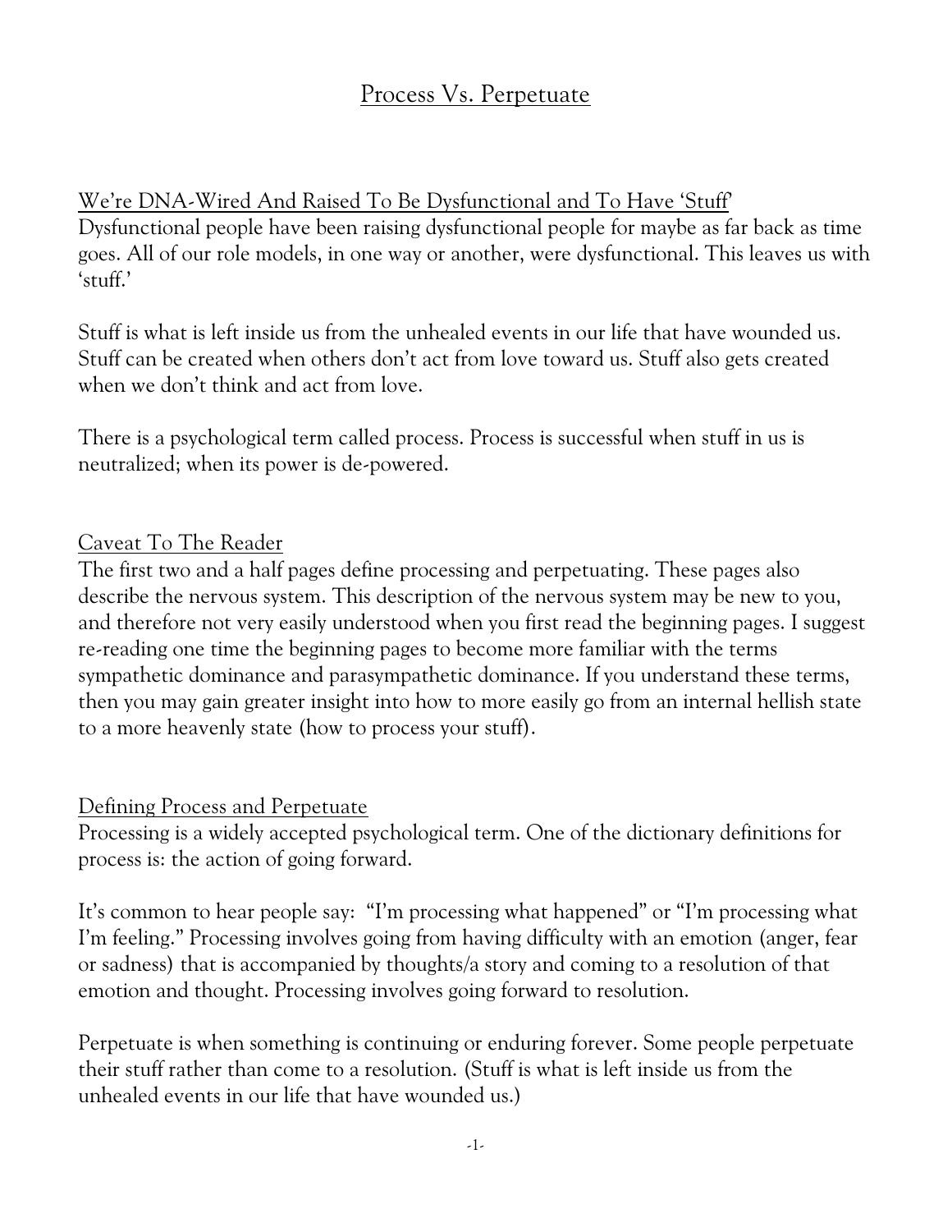# Process Vs. Perpetuate

## We're DNA-Wired And Raised To Be Dysfunctional and To Have 'Stuff'

Dysfunctional people have been raising dysfunctional people for maybe as far back as time goes. All of our role models, in one way or another, were dysfunctional. This leaves us with 'stuff.'

Stuff is what is left inside us from the unhealed events in our life that have wounded us. Stuff can be created when others don't act from love toward us. Stuff also gets created when we don't think and act from love.

There is a psychological term called process. Process is successful when stuff in us is neutralized; when its power is de-powered.

## Caveat To The Reader

The first two and a half pages define processing and perpetuating. These pages also describe the nervous system. This description of the nervous system may be new to you, and therefore not very easily understood when you first read the beginning pages. I suggest re-reading one time the beginning pages to become more familiar with the terms sympathetic dominance and parasympathetic dominance. If you understand these terms, then you may gain greater insight into how to more easily go from an internal hellish state to a more heavenly state (how to process your stuff).

## Defining Process and Perpetuate

Processing is a widely accepted psychological term. One of the dictionary definitions for process is: the action of going forward.

It's common to hear people say: "I'm processing what happened" or "I'm processing what I'm feeling." Processing involves going from having difficulty with an emotion (anger, fear or sadness) that is accompanied by thoughts/a story and coming to a resolution of that emotion and thought. Processing involves going forward to resolution.

Perpetuate is when something is continuing or enduring forever. Some people perpetuate their stuff rather than come to a resolution. (Stuff is what is left inside us from the unhealed events in our life that have wounded us.)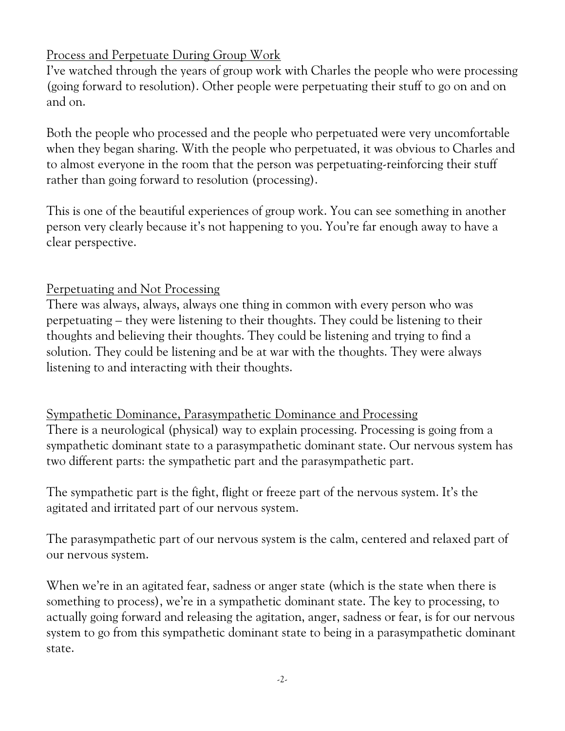## Process and Perpetuate During Group Work

I've watched through the years of group work with Charles the people who were processing (going forward to resolution). Other people were perpetuating their stuff to go on and on and on.

Both the people who processed and the people who perpetuated were very uncomfortable when they began sharing. With the people who perpetuated, it was obvious to Charles and to almost everyone in the room that the person was perpetuating-reinforcing their stuff rather than going forward to resolution (processing).

This is one of the beautiful experiences of group work. You can see something in another person very clearly because it's not happening to you. You're far enough away to have a clear perspective.

## Perpetuating and Not Processing

There was always, always, always one thing in common with every person who was perpetuating – they were listening to their thoughts. They could be listening to their thoughts and believing their thoughts. They could be listening and trying to find a solution. They could be listening and be at war with the thoughts. They were always listening to and interacting with their thoughts.

## Sympathetic Dominance, Parasympathetic Dominance and Processing

There is a neurological (physical) way to explain processing. Processing is going from a sympathetic dominant state to a parasympathetic dominant state. Our nervous system has two different parts: the sympathetic part and the parasympathetic part.

The sympathetic part is the fight, flight or freeze part of the nervous system. It's the agitated and irritated part of our nervous system.

The parasympathetic part of our nervous system is the calm, centered and relaxed part of our nervous system.

When we're in an agitated fear, sadness or anger state (which is the state when there is something to process), we're in a sympathetic dominant state. The key to processing, to actually going forward and releasing the agitation, anger, sadness or fear, is for our nervous system to go from this sympathetic dominant state to being in a parasympathetic dominant state.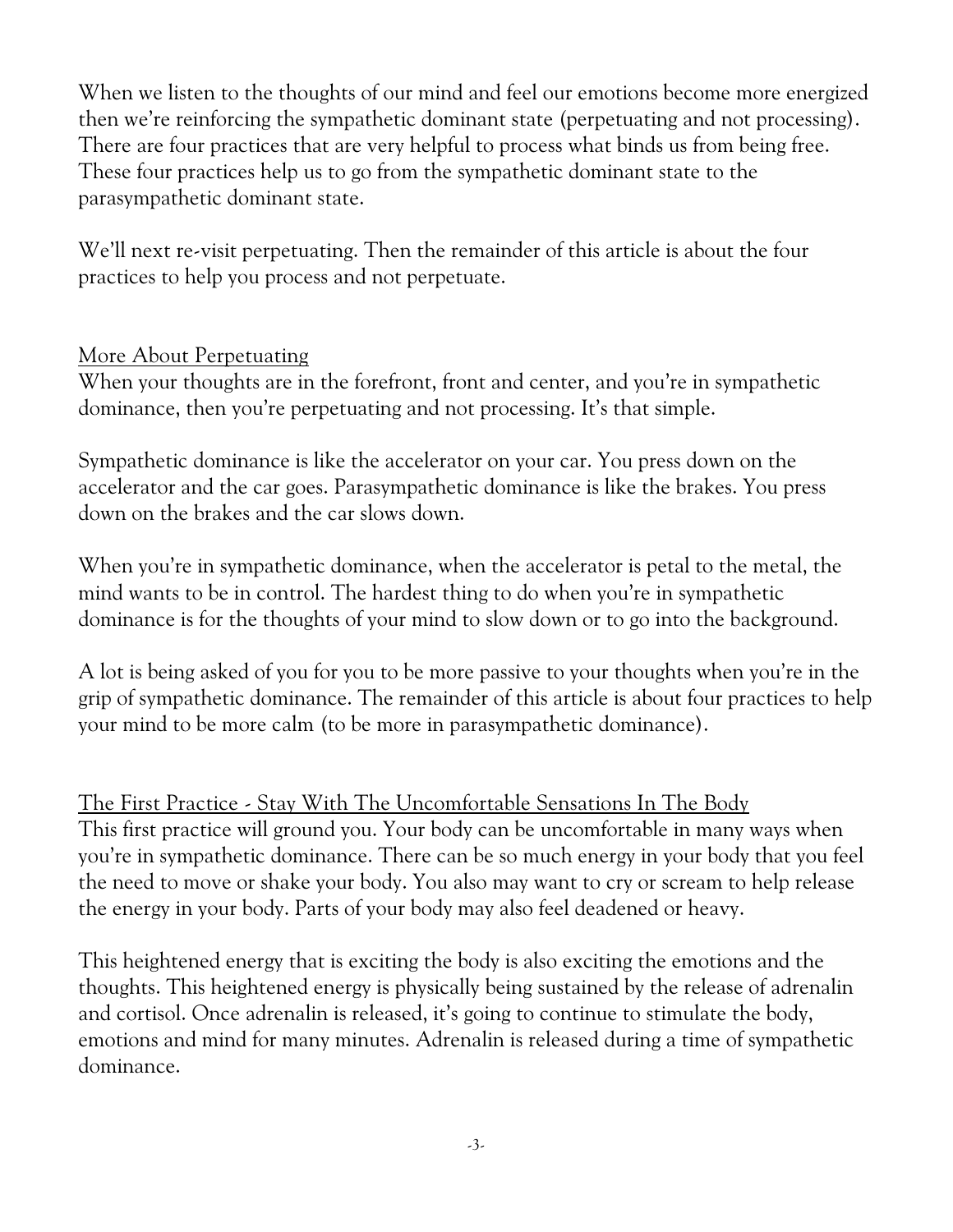When we listen to the thoughts of our mind and feel our emotions become more energized then we're reinforcing the sympathetic dominant state (perpetuating and not processing). There are four practices that are very helpful to process what binds us from being free. These four practices help us to go from the sympathetic dominant state to the parasympathetic dominant state.

We'll next re-visit perpetuating. Then the remainder of this article is about the four practices to help you process and not perpetuate.

## More About Perpetuating

When your thoughts are in the forefront, front and center, and you're in sympathetic dominance, then you're perpetuating and not processing. It's that simple.

Sympathetic dominance is like the accelerator on your car. You press down on the accelerator and the car goes. Parasympathetic dominance is like the brakes. You press down on the brakes and the car slows down.

When you're in sympathetic dominance, when the accelerator is petal to the metal, the mind wants to be in control. The hardest thing to do when you're in sympathetic dominance is for the thoughts of your mind to slow down or to go into the background.

A lot is being asked of you for you to be more passive to your thoughts when you're in the grip of sympathetic dominance. The remainder of this article is about four practices to help your mind to be more calm (to be more in parasympathetic dominance).

## The First Practice - Stay With The Uncomfortable Sensations In The Body

This first practice will ground you. Your body can be uncomfortable in many ways when you're in sympathetic dominance. There can be so much energy in your body that you feel the need to move or shake your body. You also may want to cry or scream to help release the energy in your body. Parts of your body may also feel deadened or heavy.

This heightened energy that is exciting the body is also exciting the emotions and the thoughts. This heightened energy is physically being sustained by the release of adrenalin and cortisol. Once adrenalin is released, it's going to continue to stimulate the body, emotions and mind for many minutes. Adrenalin is released during a time of sympathetic dominance.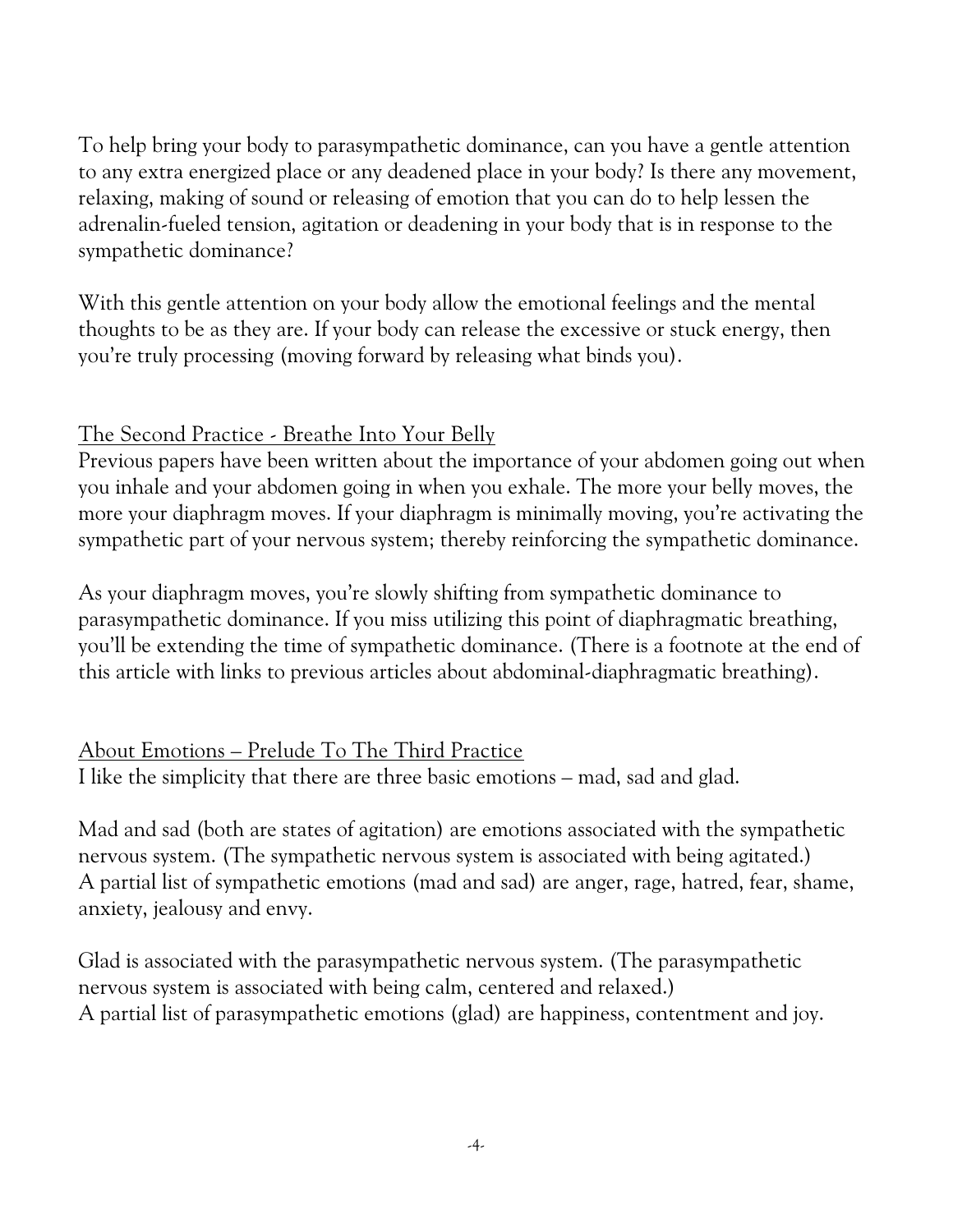To help bring your body to parasympathetic dominance, can you have a gentle attention to any extra energized place or any deadened place in your body? Is there any movement, relaxing, making of sound or releasing of emotion that you can do to help lessen the adrenalin-fueled tension, agitation or deadening in your body that is in response to the sympathetic dominance?

With this gentle attention on your body allow the emotional feelings and the mental thoughts to be as they are. If your body can release the excessive or stuck energy, then you're truly processing (moving forward by releasing what binds you).

## The Second Practice - Breathe Into Your Belly

Previous papers have been written about the importance of your abdomen going out when you inhale and your abdomen going in when you exhale. The more your belly moves, the more your diaphragm moves. If your diaphragm is minimally moving, you're activating the sympathetic part of your nervous system; thereby reinforcing the sympathetic dominance.

As your diaphragm moves, you're slowly shifting from sympathetic dominance to parasympathetic dominance. If you miss utilizing this point of diaphragmatic breathing, you'll be extending the time of sympathetic dominance. (There is a footnote at the end of this article with links to previous articles about abdominal-diaphragmatic breathing).

## About Emotions – Prelude To The Third Practice

I like the simplicity that there are three basic emotions – mad, sad and glad.

Mad and sad (both are states of agitation) are emotions associated with the sympathetic nervous system. (The sympathetic nervous system is associated with being agitated.)
A partial list of sympathetic emotions (mad and sad) are anger, rage, hatred, fear, shame, anxiety, jealousy and envy.

Glad is associated with the parasympathetic nervous system. (The parasympathetic nervous system is associated with being calm, centered and relaxed.)
A partial list of parasympathetic emotions (glad) are happiness, contentment and joy.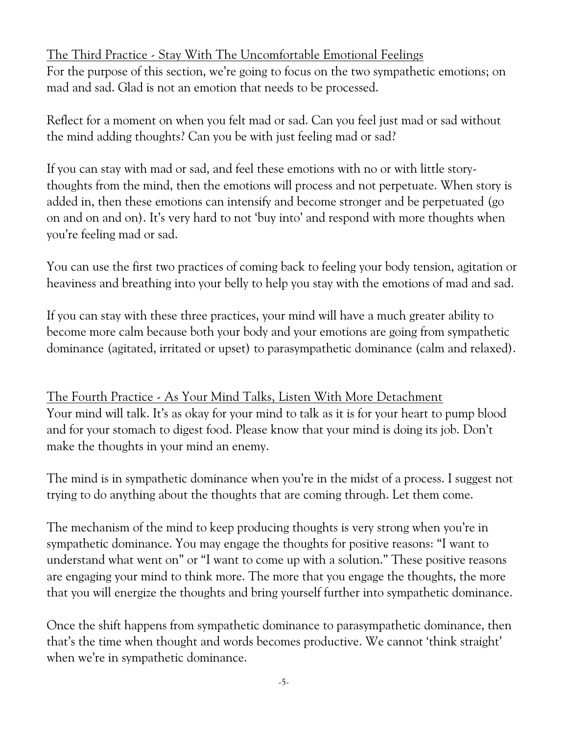## The Third Practice - Stay With The Uncomfortable Emotional Feelings

For the purpose of this section, we're going to focus on the two sympathetic emotions; on mad and sad. Glad is not an emotion that needs to be processed.

Reflect for a moment on when you felt mad or sad. Can you feel just mad or sad without the mind adding thoughts? Can you be with just feeling mad or sad?

If you can stay with mad or sad, and feel these emotions with no or with little story-thoughts from the mind, then the emotions will process and not perpetuate. When story is added in, then these emotions can intensify and become stronger and be perpetuated (go on and on and on). It's very hard to not 'buy into' and respond with more thoughts when you're feeling mad or sad.

You can use the first two practices of coming back to feeling your body tension, agitation or heaviness and breathing into your belly to help you stay with the emotions of mad and sad.

If you can stay with these three practices, your mind will have a much greater ability to become more calm because both your body and your emotions are going from sympathetic dominance (agitated, irritated or upset) to parasympathetic dominance (calm and relaxed).

## The Fourth Practice - As Your Mind Talks, Listen With More Detachment

Your mind will talk. It's as okay for your mind to talk as it is for your heart to pump blood and for your stomach to digest food. Please know that your mind is doing its job. Don't make the thoughts in your mind an enemy.

The mind is in sympathetic dominance when you're in the midst of a process. I suggest not trying to do anything about the thoughts that are coming through. Let them come.

The mechanism of the mind to keep producing thoughts is very strong when you're in sympathetic dominance. You may engage the thoughts for positive reasons: "I want to understand what went on" or "I want to come up with a solution." These positive reasons are engaging your mind to think more. The more that you engage the thoughts, the more that you will energize the thoughts and bring yourself further into sympathetic dominance.

Once the shift happens from sympathetic dominance to parasympathetic dominance, then that's the time when thought and words becomes productive. We cannot 'think straight' when we're in sympathetic dominance.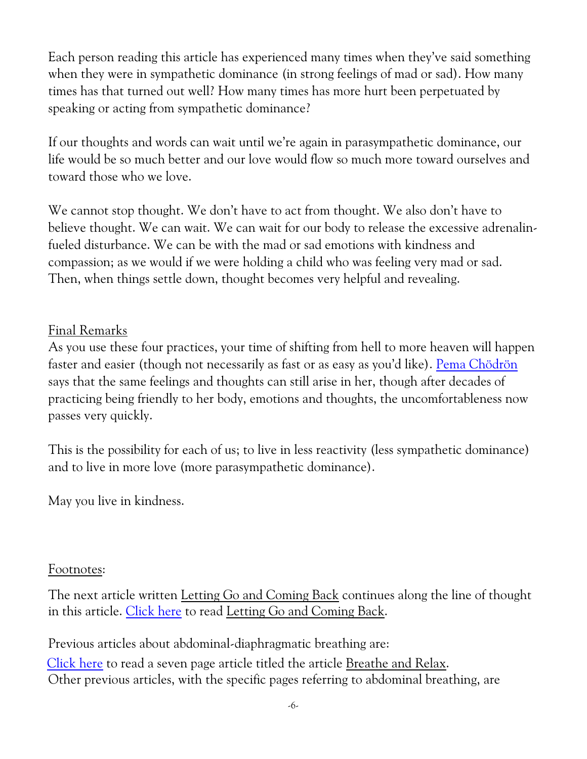Each person reading this article has experienced many times when they've said something when they were in sympathetic dominance (in strong feelings of mad or sad). How many times has that turned out well? How many times has more hurt been perpetuated by speaking or acting from sympathetic dominance?

If our thoughts and words can wait until we're again in parasympathetic dominance, our life would be so much better and our love would flow so much more toward ourselves and toward those who we love.

We cannot stop thought. We don't have to act from thought. We also don't have to believe thought. We can wait. We can wait for our body to release the excessive adrenalin-fueled disturbance. We can be with the mad or sad emotions with kindness and compassion; as we would if we were holding a child who was feeling very mad or sad. Then, when things settle down, thought becomes very helpful and revealing.

Final Remarks

As you use these four practices, your time of shifting from hell to more heaven will happen faster and easier (though not necessarily as fast or as easy as you'd like). Pema Chödrön says that the same feelings and thoughts can still arise in her, though after decades of practicing being friendly to her body, emotions and thoughts, the uncomfortableness now passes very quickly.

This is the possibility for each of us; to live in less reactivity (less sympathetic dominance) and to live in more love (more parasympathetic dominance).

May you live in kindness.

Footnotes:

The next article written Letting Go and Coming Back continues along the line of thought in this article. Click here to read Letting Go and Coming Back.

Previous articles about abdominal-diaphragmatic breathing are:
Click here to read a seven page article titled the article Breathe and Relax.
Other previous articles, with the specific pages referring to abdominal breathing, are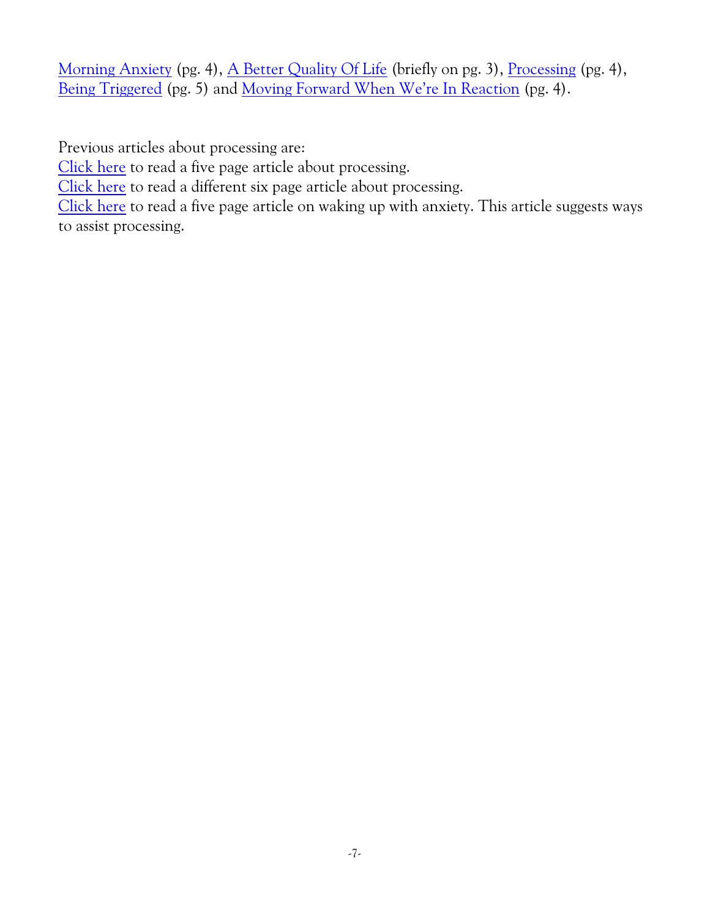Morning Anxiety (pg. 4), A Better Quality Of Life (briefly on pg. 3), Processing (pg. 4), Being Triggered (pg. 5) and Moving Forward When We're In Reaction (pg. 4).

Previous articles about processing are:
Click here to read a five page article about processing.
Click here to read a different six page article about processing.
Click here to read a five page article on waking up with anxiety. This article suggests ways to assist processing.